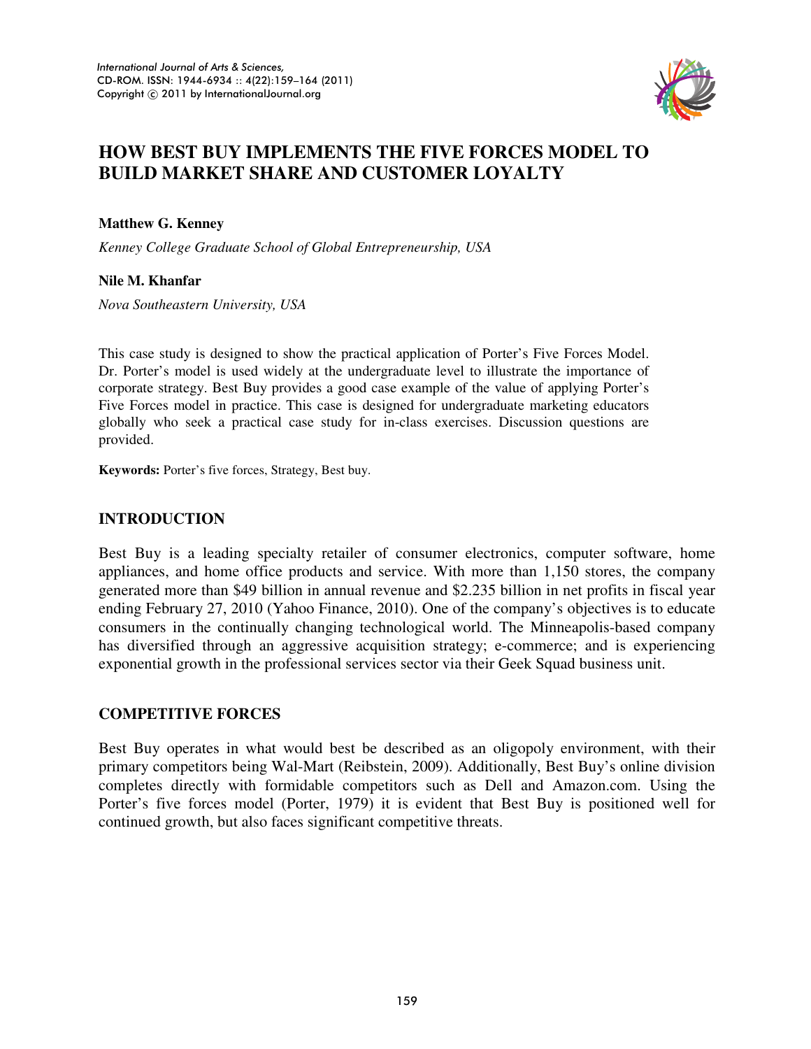# HOW BEST BUY IMPLEMENTS THE FIVE FORCES MODEL TO BUILD MARKET SHARE AND CUSTOMER LOYALTY

**Matthew G. Kenney**

*Kenney College Graduate School of Global Entrepreneurship, USA*

**Nile M. Khanfar**

*Nova Southeastern University, USA*

This case study is designed to show the practical application of Porter's Five Forces Model. Dr. Porter's model is used widely at the undergraduate level to illustrate the importance of corporate strategy. Best Buy provides a good case example of the value of applying Porter's Five Forces model in practice. This case is designed for undergraduate marketing educators globally who seek a practical case study for in-class exercises. Discussion questions are provided.

**Keywords:** Porter's five forces, Strategy, Best buy.

## INTRODUCTION

Best Buy is a leading specialty retailer of consumer electronics, computer software, home appliances, and home office products and service. With more than 1,150 stores, the company generated more than $49 billion in annual revenue and $2.235 billion in net profits in fiscal year ending February 27, 2010 (Yahoo Finance, 2010). One of the company's objectives is to educate consumers in the continually changing technological world. The Minneapolis-based company has diversified through an aggressive acquisition strategy; e-commerce; and is experiencing exponential growth in the professional services sector via their Geek Squad business unit.

## COMPETITIVE FORCES

Best Buy operates in what would best be described as an oligopoly environment, with their primary competitors being Wal-Mart (Reibstein, 2009). Additionally, Best Buy's online division completes directly with formidable competitors such as Dell and Amazon.com. Using the Porter's five forces model (Porter, 1979) it is evident that Best Buy is positioned well for continued growth, but also faces significant competitive threats.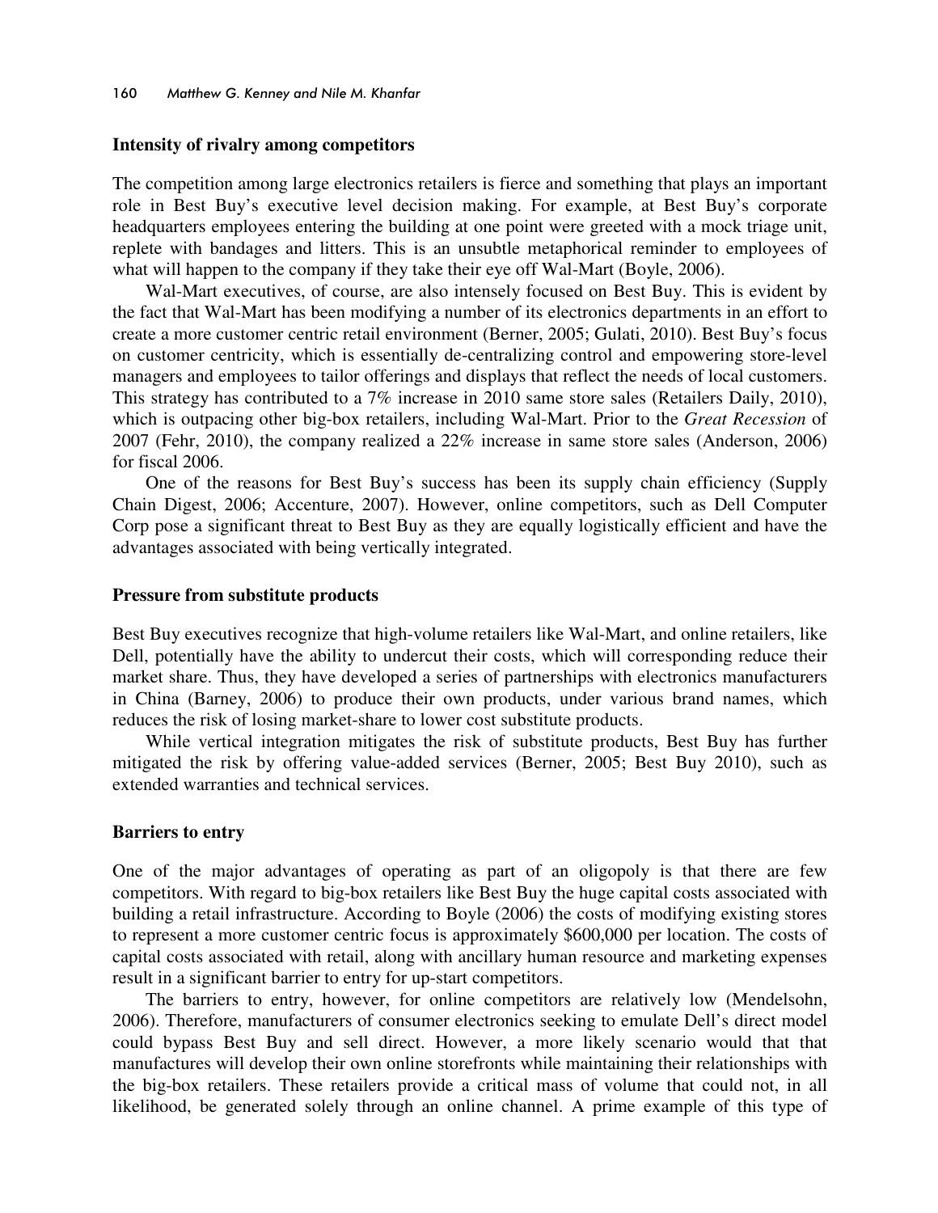### Intensity of rivalry among competitors

The competition among large electronics retailers is fierce and something that plays an important role in Best Buy's executive level decision making. For example, at Best Buy's corporate headquarters employees entering the building at one point were greeted with a mock triage unit, replete with bandages and litters. This is an unsubtle metaphorical reminder to employees of what will happen to the company if they take their eye off Wal-Mart (Boyle, 2006).

Wal-Mart executives, of course, are also intensely focused on Best Buy. This is evident by the fact that Wal-Mart has been modifying a number of its electronics departments in an effort to create a more customer centric retail environment (Berner, 2005; Gulati, 2010). Best Buy's focus on customer centricity, which is essentially de-centralizing control and empowering store-level managers and employees to tailor offerings and displays that reflect the needs of local customers. This strategy has contributed to a 7% increase in 2010 same store sales (Retailers Daily, 2010), which is outpacing other big-box retailers, including Wal-Mart. Prior to the *Great Recession* of 2007 (Fehr, 2010), the company realized a 22% increase in same store sales (Anderson, 2006) for fiscal 2006.

One of the reasons for Best Buy's success has been its supply chain efficiency (Supply Chain Digest, 2006; Accenture, 2007). However, online competitors, such as Dell Computer Corp pose a significant threat to Best Buy as they are equally logistically efficient and have the advantages associated with being vertically integrated.

### Pressure from substitute products

Best Buy executives recognize that high-volume retailers like Wal-Mart, and online retailers, like Dell, potentially have the ability to undercut their costs, which will corresponding reduce their market share. Thus, they have developed a series of partnerships with electronics manufacturers in China (Barney, 2006) to produce their own products, under various brand names, which reduces the risk of losing market-share to lower cost substitute products.

While vertical integration mitigates the risk of substitute products, Best Buy has further mitigated the risk by offering value-added services (Berner, 2005; Best Buy 2010), such as extended warranties and technical services.

### Barriers to entry

One of the major advantages of operating as part of an oligopoly is that there are few competitors. With regard to big-box retailers like Best Buy the huge capital costs associated with building a retail infrastructure. According to Boyle (2006) the costs of modifying existing stores to represent a more customer centric focus is approximately $600,000 per location. The costs of capital costs associated with retail, along with ancillary human resource and marketing expenses result in a significant barrier to entry for up-start competitors.

The barriers to entry, however, for online competitors are relatively low (Mendelsohn, 2006). Therefore, manufacturers of consumer electronics seeking to emulate Dell's direct model could bypass Best Buy and sell direct. However, a more likely scenario would that that manufactures will develop their own online storefronts while maintaining their relationships with the big-box retailers. These retailers provide a critical mass of volume that could not, in all likelihood, be generated solely through an online channel. A prime example of this type of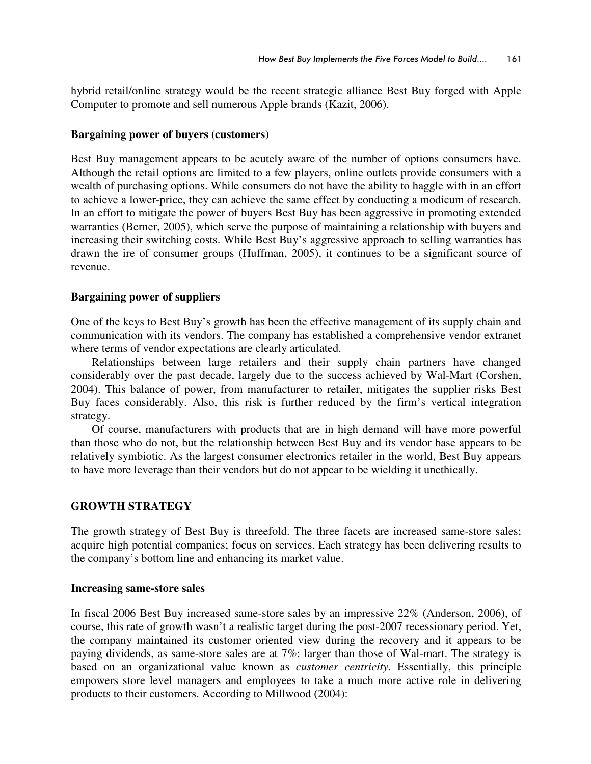hybrid retail/online strategy would be the recent strategic alliance Best Buy forged with Apple Computer to promote and sell numerous Apple brands (Kazit, 2006).

### Bargaining power of buyers (customers)

Best Buy management appears to be acutely aware of the number of options consumers have. Although the retail options are limited to a few players, online outlets provide consumers with a wealth of purchasing options. While consumers do not have the ability to haggle with in an effort to achieve a lower-price, they can achieve the same effect by conducting a modicum of research. In an effort to mitigate the power of buyers Best Buy has been aggressive in promoting extended warranties (Berner, 2005), which serve the purpose of maintaining a relationship with buyers and increasing their switching costs. While Best Buy's aggressive approach to selling warranties has drawn the ire of consumer groups (Huffman, 2005), it continues to be a significant source of revenue.

### Bargaining power of suppliers

One of the keys to Best Buy's growth has been the effective management of its supply chain and communication with its vendors. The company has established a comprehensive vendor extranet where terms of vendor expectations are clearly articulated.

Relationships between large retailers and their supply chain partners have changed considerably over the past decade, largely due to the success achieved by Wal-Mart (Corshen, 2004). This balance of power, from manufacturer to retailer, mitigates the supplier risks Best Buy faces considerably. Also, this risk is further reduced by the firm's vertical integration strategy.

Of course, manufacturers with products that are in high demand will have more powerful than those who do not, but the relationship between Best Buy and its vendor base appears to be relatively symbiotic. As the largest consumer electronics retailer in the world, Best Buy appears to have more leverage than their vendors but do not appear to be wielding it unethically.

## GROWTH STRATEGY

The growth strategy of Best Buy is threefold. The three facets are increased same-store sales; acquire high potential companies; focus on services. Each strategy has been delivering results to the company's bottom line and enhancing its market value.

### Increasing same-store sales

In fiscal 2006 Best Buy increased same-store sales by an impressive 22% (Anderson, 2006), of course, this rate of growth wasn't a realistic target during the post-2007 recessionary period. Yet, the company maintained its customer oriented view during the recovery and it appears to be paying dividends, as same-store sales are at 7%: larger than those of Wal-mart. The strategy is based on an organizational value known as *customer centricity*. Essentially, this principle empowers store level managers and employees to take a much more active role in delivering products to their customers. According to Millwood (2004):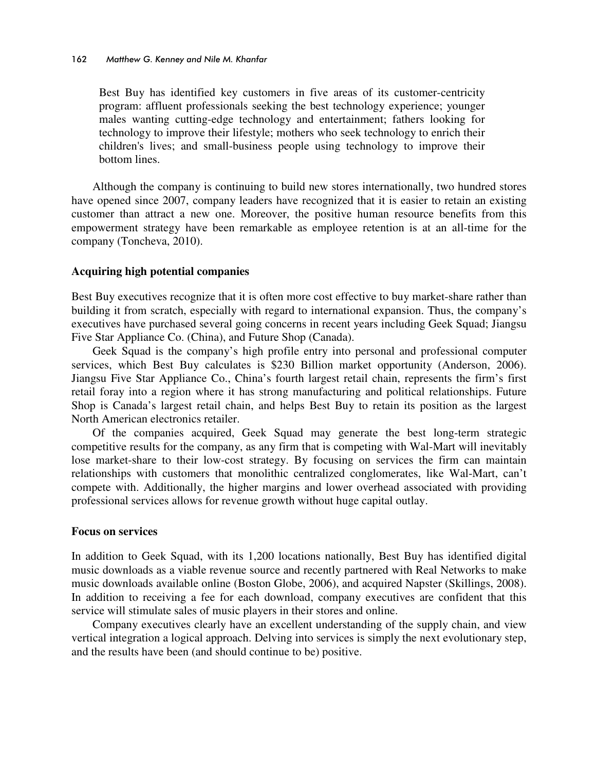> Best Buy has identified key customers in five areas of its customer-centricity program: affluent professionals seeking the best technology experience; younger males wanting cutting-edge technology and entertainment; fathers looking for technology to improve their lifestyle; mothers who seek technology to enrich their children's lives; and small-business people using technology to improve their bottom lines.

Although the company is continuing to build new stores internationally, two hundred stores have opened since 2007, company leaders have recognized that it is easier to retain an existing customer than attract a new one. Moreover, the positive human resource benefits from this empowerment strategy have been remarkable as employee retention is at an all-time for the company (Toncheva, 2010).

**Acquiring high potential companies**

Best Buy executives recognize that it is often more cost effective to buy market-share rather than building it from scratch, especially with regard to international expansion. Thus, the company's executives have purchased several going concerns in recent years including Geek Squad; Jiangsu Five Star Appliance Co. (China), and Future Shop (Canada).

Geek Squad is the company's high profile entry into personal and professional computer services, which Best Buy calculates is $230 Billion market opportunity (Anderson, 2006). Jiangsu Five Star Appliance Co., China's fourth largest retail chain, represents the firm's first retail foray into a region where it has strong manufacturing and political relationships. Future Shop is Canada's largest retail chain, and helps Best Buy to retain its position as the largest North American electronics retailer.

Of the companies acquired, Geek Squad may generate the best long-term strategic competitive results for the company, as any firm that is competing with Wal-Mart will inevitably lose market-share to their low-cost strategy. By focusing on services the firm can maintain relationships with customers that monolithic centralized conglomerates, like Wal-Mart, can't compete with. Additionally, the higher margins and lower overhead associated with providing professional services allows for revenue growth without huge capital outlay.

**Focus on services**

In addition to Geek Squad, with its 1,200 locations nationally, Best Buy has identified digital music downloads as a viable revenue source and recently partnered with Real Networks to make music downloads available online (Boston Globe, 2006), and acquired Napster (Skillings, 2008). In addition to receiving a fee for each download, company executives are confident that this service will stimulate sales of music players in their stores and online.

Company executives clearly have an excellent understanding of the supply chain, and view vertical integration a logical approach. Delving into services is simply the next evolutionary step, and the results have been (and should continue to be) positive.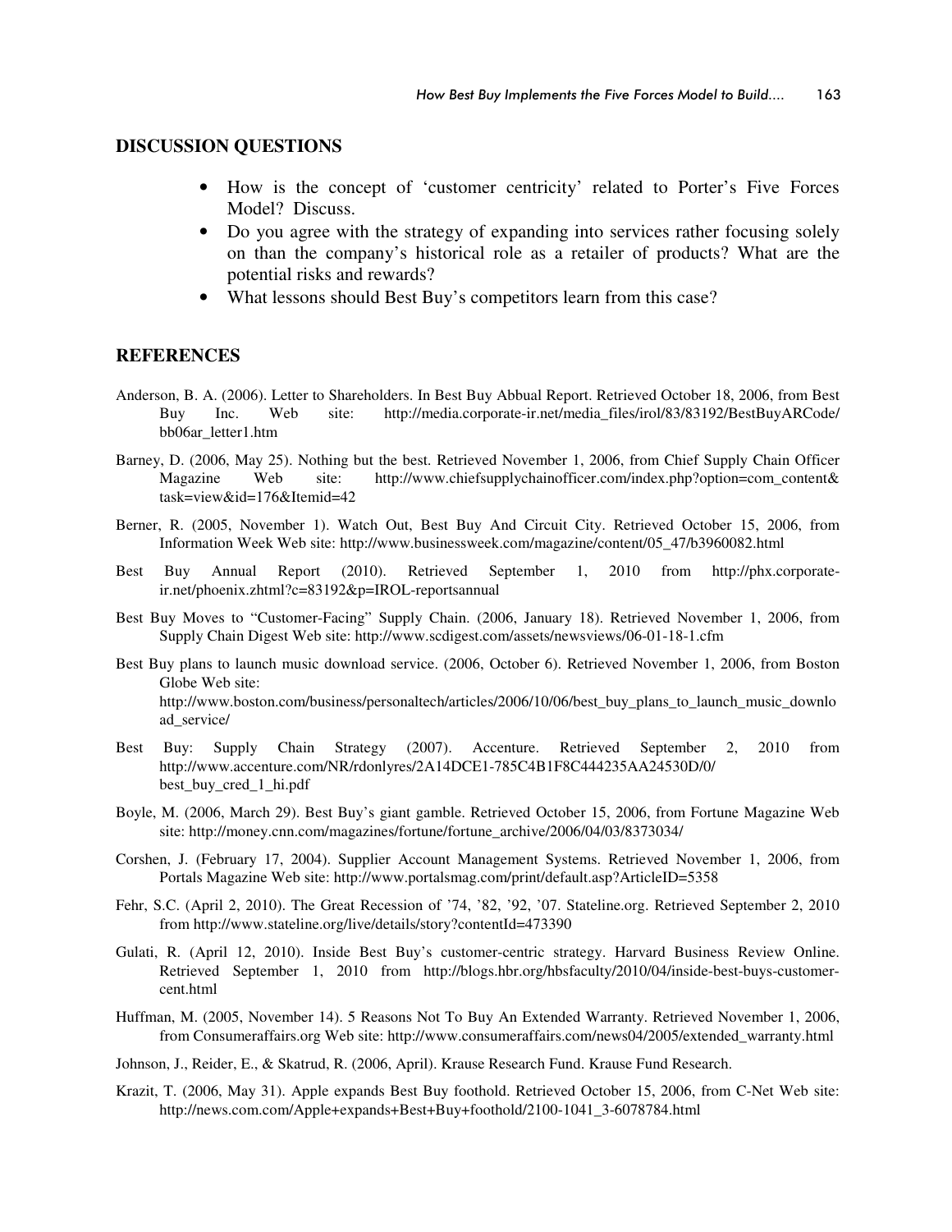## DISCUSSION QUESTIONS

- How is the concept of 'customer centricity' related to Porter's Five Forces Model? Discuss.
- Do you agree with the strategy of expanding into services rather focusing solely on than the company's historical role as a retailer of products? What are the potential risks and rewards?
- What lessons should Best Buy's competitors learn from this case?

## REFERENCES

Anderson, B. A. (2006). Letter to Shareholders. In Best Buy Abbual Report. Retrieved October 18, 2006, from Best Buy Inc. Web site: http://media.corporate-ir.net/media_files/irol/83/83192/BestBuyARCode/bb06ar_letter1.htm

Barney, D. (2006, May 25). Nothing but the best. Retrieved November 1, 2006, from Chief Supply Chain Officer Magazine Web site: http://www.chiefsupplychainofficer.com/index.php?option=com_content&task=view&id=176&Itemid=42

Berner, R. (2005, November 1). Watch Out, Best Buy And Circuit City. Retrieved October 15, 2006, from Information Week Web site: http://www.businessweek.com/magazine/content/05_47/b3960082.html

Best Buy Annual Report (2010). Retrieved September 1, 2010 from http://phx.corporate-ir.net/phoenix.zhtml?c=83192&p=IROL-reportsannual

Best Buy Moves to "Customer-Facing" Supply Chain. (2006, January 18). Retrieved November 1, 2006, from Supply Chain Digest Web site: http://www.scdigest.com/assets/newsviews/06-01-18-1.cfm

Best Buy plans to launch music download service. (2006, October 6). Retrieved November 1, 2006, from Boston Globe Web site: http://www.boston.com/business/personaltech/articles/2006/10/06/best_buy_plans_to_launch_music_download_service/

Best Buy: Supply Chain Strategy (2007). Accenture. Retrieved September 2, 2010 from http://www.accenture.com/NR/rdonlyres/2A14DCE1-785C4B1F8C444235AA24530D/0/best_buy_cred_1_hi.pdf

Boyle, M. (2006, March 29). Best Buy's giant gamble. Retrieved October 15, 2006, from Fortune Magazine Web site: http://money.cnn.com/magazines/fortune/fortune_archive/2006/04/03/8373034/

Corshen, J. (February 17, 2004). Supplier Account Management Systems. Retrieved November 1, 2006, from Portals Magazine Web site: http://www.portalsmag.com/print/default.asp?ArticleID=5358

Fehr, S.C. (April 2, 2010). The Great Recession of '74, '82, '92, '07. Stateline.org. Retrieved September 2, 2010 from http://www.stateline.org/live/details/story?contentId=473390

Gulati, R. (April 12, 2010). Inside Best Buy's customer-centric strategy. Harvard Business Review Online. Retrieved September 1, 2010 from http://blogs.hbr.org/hbsfaculty/2010/04/inside-best-buys-customer-cent.html

Huffman, M. (2005, November 14). 5 Reasons Not To Buy An Extended Warranty. Retrieved November 1, 2006, from Consumeraffairs.org Web site: http://www.consumeraffairs.com/news04/2005/extended_warranty.html

Johnson, J., Reider, E., & Skatrud, R. (2006, April). Krause Research Fund. Krause Fund Research.

Krazit, T. (2006, May 31). Apple expands Best Buy foothold. Retrieved October 15, 2006, from C-Net Web site: http://news.com.com/Apple+expands+Best+Buy+foothold/2100-1041_3-6078784.html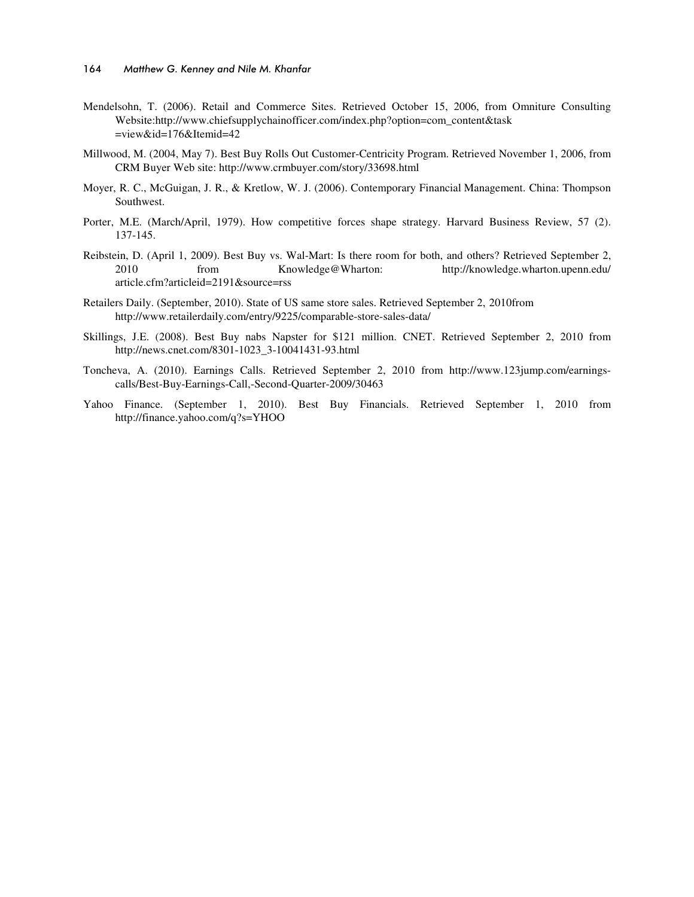Mendelsohn, T. (2006). Retail and Commerce Sites. Retrieved October 15, 2006, from Omniture Consulting Website:http://www.chiefsupplychainofficer.com/index.php?option=com_content&task =view&id=176&Itemid=42

Millwood, M. (2004, May 7). Best Buy Rolls Out Customer-Centricity Program. Retrieved November 1, 2006, from CRM Buyer Web site: http://www.crmbuyer.com/story/33698.html

Moyer, R. C., McGuigan, J. R., & Kretlow, W. J. (2006). Contemporary Financial Management. China: Thompson Southwest.

Porter, M.E. (March/April, 1979). How competitive forces shape strategy. Harvard Business Review, 57 (2). 137-145.

Reibstein, D. (April 1, 2009). Best Buy vs. Wal-Mart: Is there room for both, and others? Retrieved September 2, 2010 from Knowledge@Wharton: http://knowledge.wharton.upenn.edu/ article.cfm?articleid=2191&source=rss

Retailers Daily. (September, 2010). State of US same store sales. Retrieved September 2, 2010from http://www.retailerdaily.com/entry/9225/comparable-store-sales-data/

Skillings, J.E. (2008). Best Buy nabs Napster for $121 million. CNET. Retrieved September 2, 2010 from http://news.cnet.com/8301-1023_3-10041431-93.html

Toncheva, A. (2010). Earnings Calls. Retrieved September 2, 2010 from http://www.123jump.com/earnings-calls/Best-Buy-Earnings-Call,-Second-Quarter-2009/30463

Yahoo Finance. (September 1, 2010). Best Buy Financials. Retrieved September 1, 2010 from http://finance.yahoo.com/q?s=YHOO